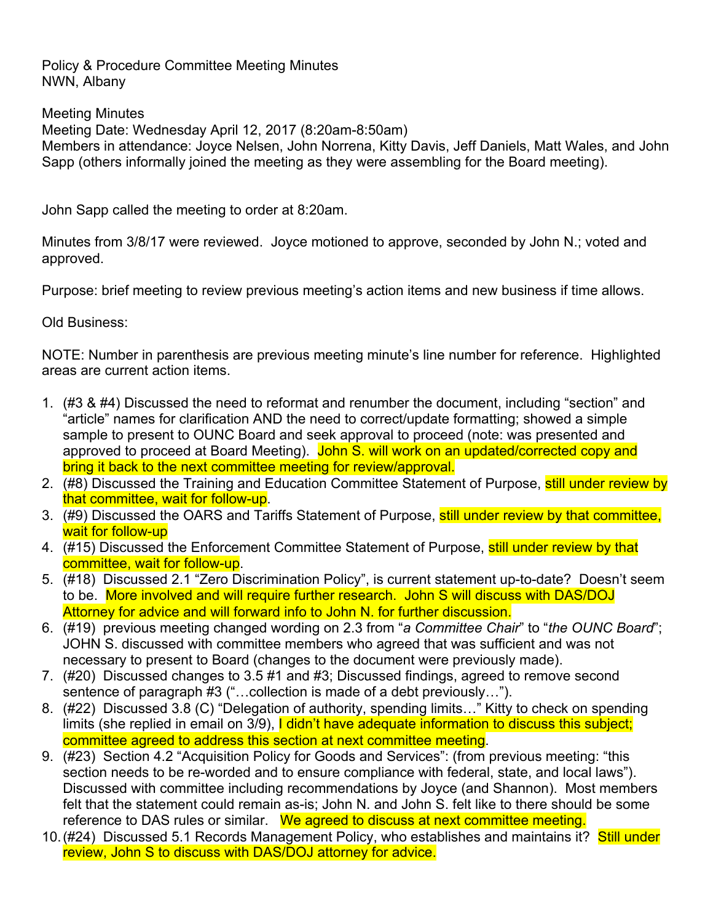Policy & Procedure Committee Meeting Minutes
NWN, Albany

Meeting Minutes
Meeting Date: Wednesday April 12, 2017 (8:20am-8:50am)
Members in attendance: Joyce Nelsen, John Norrena, Kitty Davis, Jeff Daniels, Matt Wales, and John Sapp (others informally joined the meeting as they were assembling for the Board meeting).

John Sapp called the meeting to order at 8:20am.

Minutes from 3/8/17 were reviewed. Joyce motioned to approve, seconded by John N.; voted and approved.

Purpose: brief meeting to review previous meeting's action items and new business if time allows.

Old Business:

NOTE: Number in parenthesis are previous meeting minute's line number for reference. Highlighted areas are current action items.

1. (#3 & #4) Discussed the need to reformat and renumber the document, including "section" and "article" names for clarification AND the need to correct/update formatting; showed a simple sample to present to OUNC Board and seek approval to proceed (note: was presented and approved to proceed at Board Meeting). John S. will work on an updated/corrected copy and bring it back to the next committee meeting for review/approval.
2. (#8) Discussed the Training and Education Committee Statement of Purpose, still under review by that committee, wait for follow-up.
3. (#9) Discussed the OARS and Tariffs Statement of Purpose, still under review by that committee, wait for follow-up
4. (#15) Discussed the Enforcement Committee Statement of Purpose, still under review by that committee, wait for follow-up.
5. (#18) Discussed 2.1 "Zero Discrimination Policy", is current statement up-to-date? Doesn't seem to be. More involved and will require further research. John S will discuss with DAS/DOJ Attorney for advice and will forward info to John N. for further discussion.
6. (#19) previous meeting changed wording on 2.3 from "*a Committee Chair*" to "*the OUNC Board*"; JOHN S. discussed with committee members who agreed that was sufficient and was not necessary to present to Board (changes to the document were previously made).
7. (#20) Discussed changes to 3.5 #1 and #3; Discussed findings, agreed to remove second sentence of paragraph #3 ("…collection is made of a debt previously…").
8. (#22) Discussed 3.8 (C) "Delegation of authority, spending limits…" Kitty to check on spending limits (she replied in email on 3/9), I didn't have adequate information to discuss this subject; committee agreed to address this section at next committee meeting.
9. (#23) Section 4.2 "Acquisition Policy for Goods and Services": (from previous meeting: "this section needs to be re-worded and to ensure compliance with federal, state, and local laws"). Discussed with committee including recommendations by Joyce (and Shannon). Most members felt that the statement could remain as-is; John N. and John S. felt like to there should be some reference to DAS rules or similar. We agreed to discuss at next committee meeting.
10. (#24) Discussed 5.1 Records Management Policy, who establishes and maintains it? Still under review, John S to discuss with DAS/DOJ attorney for advice.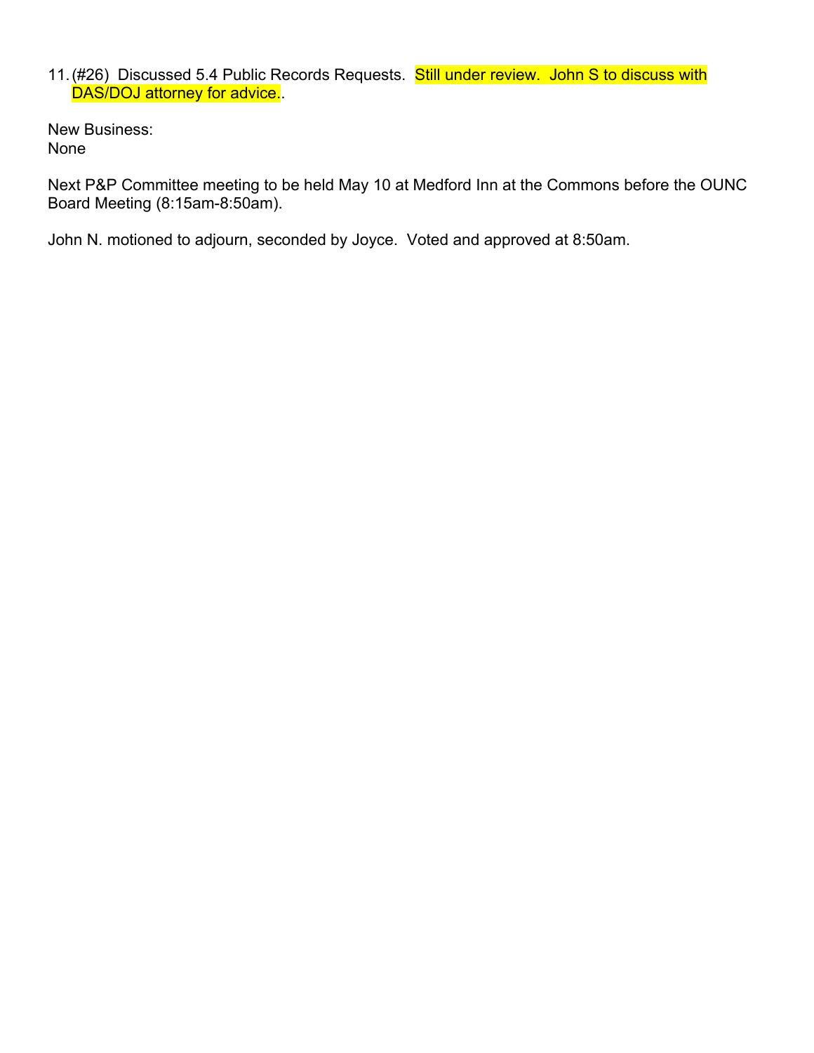11. (#26) Discussed 5.4 Public Records Requests. Still under review. John S to discuss with DAS/DOJ attorney for advice..

New Business:
None

Next P&P Committee meeting to be held May 10 at Medford Inn at the Commons before the OUNC Board Meeting (8:15am-8:50am).

John N. motioned to adjourn, seconded by Joyce. Voted and approved at 8:50am.